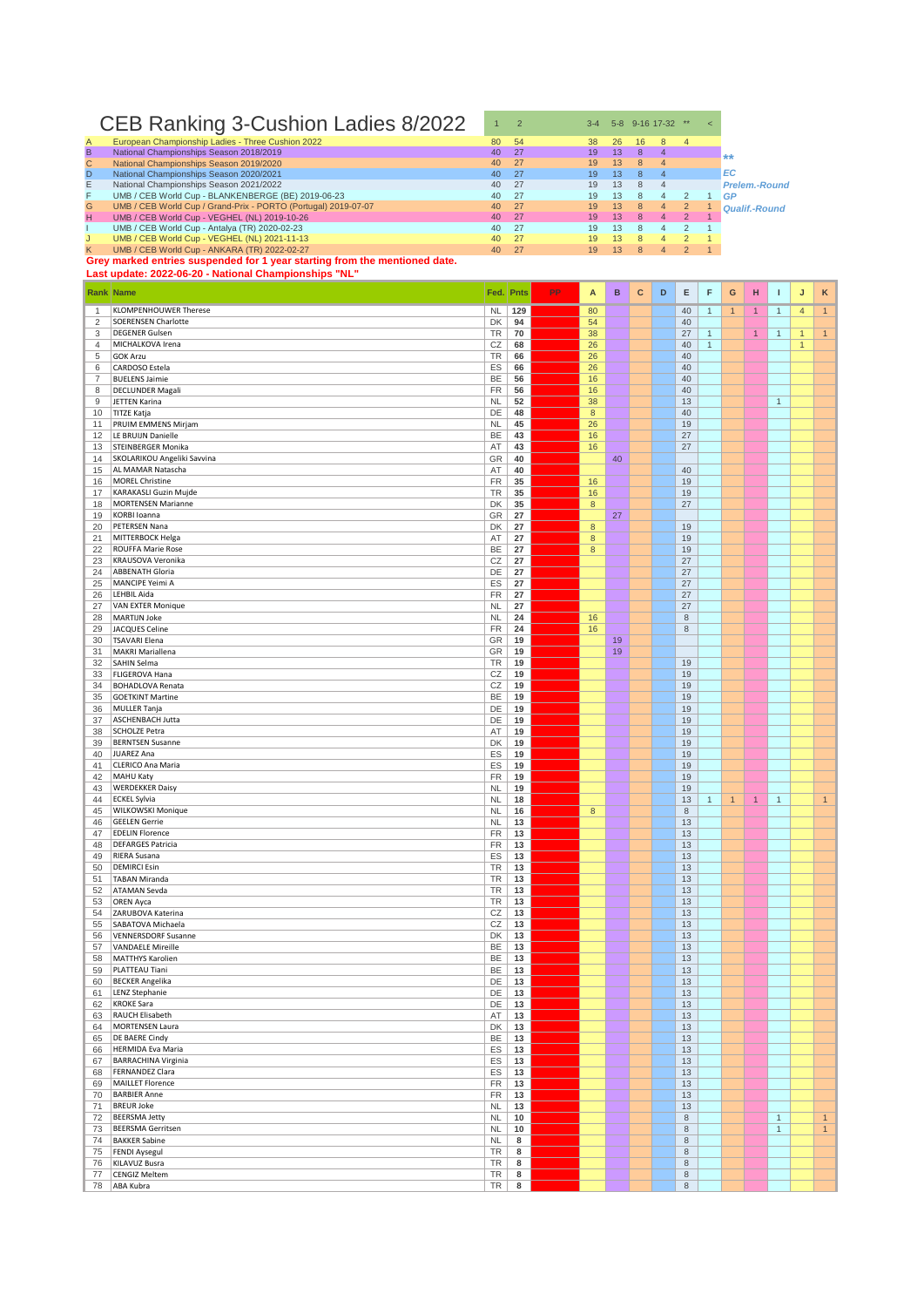# CEB Ranking 3-Cushion Ladies 8/2022

| | | 1 | 2 | 3-4 | 5-8 | 9-16 | 17-32 | ** | < |
|---|---|---|---|---|---|---|---|---|---|
| A | European Championship Ladies - Three Cushion 2022 | 80 | 54 | 38 | 26 | 16 | 8 | 4 | |
| B | National Championships Season 2018/2019 | 40 | 27 | 19 | 13 | 8 | 4 | | |
| C | National Championships Season 2019/2020 | 40 | 27 | 19 | 13 | 8 | 4 | | |
| D | National Championships Season 2020/2021 | 40 | 27 | 19 | 13 | 8 | 4 | | |
| E | National Championships Season 2021/2022 | 40 | 27 | 19 | 13 | 8 | 4 | | |
| F | UMB / CEB World Cup - BLANKENBERGE (BE) 2019-06-23 | 40 | 27 | 19 | 13 | 8 | 4 | 2 | 1 |
| G | UMB / CEB World Cup / Grand-Prix - PORTO (Portugal) 2019-07-07 | 40 | 27 | 19 | 13 | 8 | 4 | 2 | 1 |
| H | UMB / CEB World Cup - VEGHEL (NL) 2019-10-26 | 40 | 27 | 19 | 13 | 8 | 4 | 2 | 1 |
| I | UMB / CEB World Cup - Antalya (TR) 2020-02-23 | 40 | 27 | 19 | 13 | 8 | 4 | 2 | 1 |
| J | UMB / CEB World Cup - VEGHEL (NL) 2021-11-13 | 40 | 27 | 19 | 13 | 8 | 4 | 2 | 1 |
| K | UMB / CEB World Cup - ANKARA (TR) 2022-02-27 | 40 | 27 | 19 | 13 | 8 | 4 | 2 | 1 |

*\*\** *Prelem.-Round*
*EC*
*GP* *Qualif.-Round*

**Grey marked entries suspended for 1 year starting from the mentioned date.**

**Last update: 2022-06-20 - National Championships "NL"**

| Rank | Name | Fed. | Pnts | PP | A | B | C | D | E | F | G | H | I | J | K |
|---|---|---|---|---|---|---|---|---|---|---|---|---|---|---|---|
| 1 | KLOMPENHOUWER Therese | NL | 129 | | 80 | | | | 40 | 1 | 1 | 1 | 1 | 4 | 1 |
| 2 | SOERENSEN Charlotte | DK | 94 | | 54 | | | | 40 | | | | | | |
| 3 | DEGENER Gulsen | TR | 70 | | 38 | | | | 27 | 1 | | 1 | 1 | 1 | 1 |
| 4 | MICHALKOVA Irena | CZ | 68 | | 26 | | | | 40 | 1 | | | | 1 | |
| 5 | GOK Arzu | TR | 66 | | 26 | | | | 40 | | | | | | |
| 6 | CARDOSO Estela | ES | 66 | | 26 | | | | 40 | | | | | | |
| 7 | BUELENS Jaimie | BE | 56 | | 16 | | | | 40 | | | | | | |
| 8 | DECLUNDER Magali | FR | 56 | | 16 | | | | 40 | | | | | | |
| 9 | JETTEN Karina | NL | 52 | | 38 | | | | 13 | | | | 1 | | |
| 10 | TITZE Katja | DE | 48 | | 8 | | | | 40 | | | | | | |
| 11 | PRUIM EMMENS Mirjam | NL | 45 | | 26 | | | | 19 | | | | | | |
| 12 | LE BRUIJN Danielle | BE | 43 | | 16 | | | | 27 | | | | | | |
| 13 | STEINBERGER Monika | AT | 43 | | 16 | | | | 27 | | | | | | |
| 14 | SKOLARIKOU Angeliki Savvina | GR | 40 | | | 40 | | | | | | | | | |
| 15 | AL MAMAR Natascha | AT | 40 | | | | | | 40 | | | | | | |
| 16 | MOREL Christine | FR | 35 | | 16 | | | | 19 | | | | | | |
| 17 | KARAKASLI Guzin Mujde | TR | 35 | | 16 | | | | 19 | | | | | | |
| 18 | MORTENSEN Marianne | DK | 35 | | 8 | | | | 27 | | | | | | |
| 19 | KORBI Ioanna | GR | 27 | | | 27 | | | | | | | | | |
| 20 | PETERSEN Nana | DK | 27 | | 8 | | | | 19 | | | | | | |
| 21 | MITTERBOCK Helga | AT | 27 | | 8 | | | | 19 | | | | | | |
| 22 | ROUFFA Marie Rose | BE | 27 | | 8 | | | | 19 | | | | | | |
| 23 | KRAUSOVA Veronika | CZ | 27 | | | | | | 27 | | | | | | |
| 24 | ABBENATH Gloria | DE | 27 | | | | | | 27 | | | | | | |
| 25 | MANCIPE Yeimi A | ES | 27 | | | | | | 27 | | | | | | |
| 26 | LEHBIL Aida | FR | 27 | | | | | | 27 | | | | | | |
| 27 | VAN EXTER Monique | NL | 27 | | | | | | 27 | | | | | | |
| 28 | MARTIJN Joke | NL | 24 | | 16 | | | | 8 | | | | | | |
| 29 | JACQUES Celine | FR | 24 | | 16 | | | | 8 | | | | | | |
| 30 | TSAVARI Elena | GR | 19 | | | 19 | | | | | | | | | |
| 31 | MAKRI Mariallena | GR | 19 | | | 19 | | | | | | | | | |
| 32 | SAHIN Selma | TR | 19 | | | | | | 19 | | | | | | |
| 33 | FLIGEROVA Hana | CZ | 19 | | | | | | 19 | | | | | | |
| 34 | BOHADLOVA Renata | CZ | 19 | | | | | | 19 | | | | | | |
| 35 | GOETKINT Martine | BE | 19 | | | | | | 19 | | | | | | |
| 36 | MULLER Tanja | DE | 19 | | | | | | 19 | | | | | | |
| 37 | ASCHENBACH Jutta | DE | 19 | | | | | | 19 | | | | | | |
| 38 | SCHOLZE Petra | AT | 19 | | | | | | 19 | | | | | | |
| 39 | BERNTSEN Susanne | DK | 19 | | | | | | 19 | | | | | | |
| 40 | JUAREZ Ana | ES | 19 | | | | | | 19 | | | | | | |
| 41 | CLERICO Ana Maria | ES | 19 | | | | | | 19 | | | | | | |
| 42 | MAHU Katy | FR | 19 | | | | | | 19 | | | | | | |
| 43 | WERDEKKER Daisy | NL | 19 | | | | | | 19 | | | | | | |
| 44 | ECKEL Sylvia | NL | 18 | | | | | | 13 | 1 | 1 | 1 | 1 | | 1 |
| 45 | WILKOWSKI Monique | NL | 16 | | 8 | | | | 8 | | | | | | |
| 46 | GEELEN Gerrie | NL | 13 | | | | | | 13 | | | | | | |
| 47 | EDELIN Florence | FR | 13 | | | | | | 13 | | | | | | |
| 48 | DEFARGES Patricia | FR | 13 | | | | | | 13 | | | | | | |
| 49 | RIERA Susana | ES | 13 | | | | | | 13 | | | | | | |
| 50 | DEMIRCI Esin | TR | 13 | | | | | | 13 | | | | | | |
| 51 | TABAN Miranda | TR | 13 | | | | | | 13 | | | | | | |
| 52 | ATAMAN Sevda | TR | 13 | | | | | | 13 | | | | | | |
| 53 | OREN Ayca | TR | 13 | | | | | | 13 | | | | | | |
| 54 | ZARUBOVA Katerina | CZ | 13 | | | | | | 13 | | | | | | |
| 55 | SABATOVA Michaela | CZ | 13 | | | | | | 13 | | | | | | |
| 56 | VENNERSDORF Susanne | DK | 13 | | | | | | 13 | | | | | | |
| 57 | VANDAELE Mireille | BE | 13 | | | | | | 13 | | | | | | |
| 58 | MATTHYS Karolien | BE | 13 | | | | | | 13 | | | | | | |
| 59 | PLATTEAU Tiani | BE | 13 | | | | | | 13 | | | | | | |
| 60 | BECKER Angelika | DE | 13 | | | | | | 13 | | | | | | |
| 61 | LENZ Stephanie | DE | 13 | | | | | | 13 | | | | | | |
| 62 | KROKE Sara | DE | 13 | | | | | | 13 | | | | | | |
| 63 | RAUCH Elisabeth | AT | 13 | | | | | | 13 | | | | | | |
| 64 | MORTENSEN Laura | DK | 13 | | | | | | 13 | | | | | | |
| 65 | DE BAERE Cindy | BE | 13 | | | | | | 13 | | | | | | |
| 66 | HERMIDA Eva Maria | ES | 13 | | | | | | 13 | | | | | | |
| 67 | BARRACHINA Virginia | ES | 13 | | | | | | 13 | | | | | | |
| 68 | FERNANDEZ Clara | ES | 13 | | | | | | 13 | | | | | | |
| 69 | MAILLET Florence | FR | 13 | | | | | | 13 | | | | | | |
| 70 | BARBIER Anne | FR | 13 | | | | | | 13 | | | | | | |
| 71 | BREUR Joke | NL | 13 | | | | | | 13 | | | | | | |
| 72 | BEERSMA Jetty | NL | 10 | | | | | | 8 | | | | 1 | | 1 |
| 73 | BEERSMA Gerritsen | NL | 10 | | | | | | 8 | | | | 1 | | 1 |
| 74 | BAKKER Sabine | NL | 8 | | | | | | 8 | | | | | | |
| 75 | FENDI Aysegul | TR | 8 | | | | | | 8 | | | | | | |
| 76 | KILAVUZ Busra | TR | 8 | | | | | | 8 | | | | | | |
| 77 | CENGIZ Meltem | TR | 8 | | | | | | 8 | | | | | | |
| 78 | ABA Kubra | TR | 8 | | | | | | 8 | | | | | | |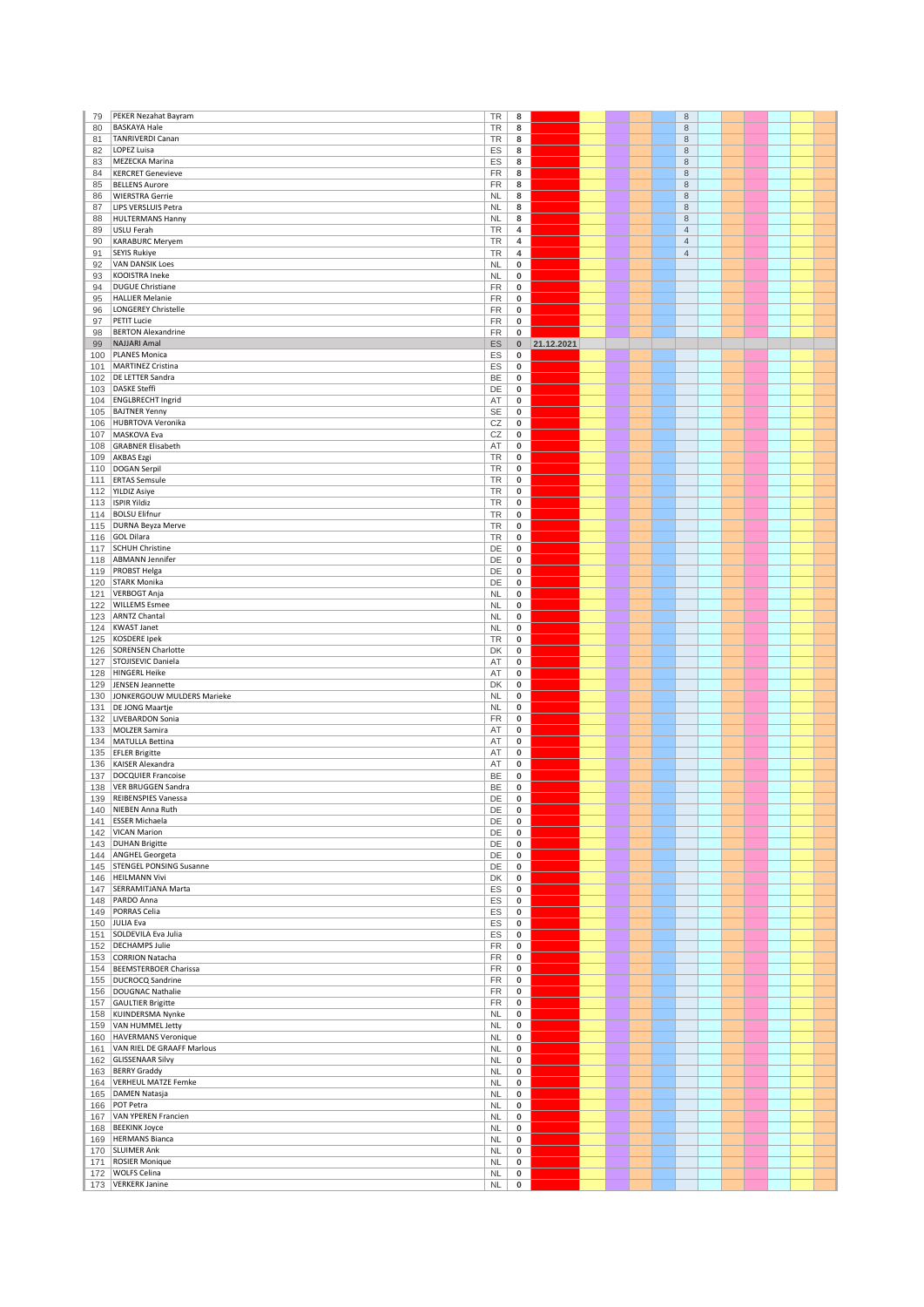| # | Name | Country | Points | | | | | | | | | | | | |
|---|---|---|---|---|---|---|---|---|---|---|---|---|---|---|---|
| 79 | PEKER Nezahat Bayram | TR | 8 | | | | | | 8 | | | | | | |
| 80 | BASKAYA Hale | TR | 8 | | | | | | 8 | | | | | | |
| 81 | TANRIVERDI Canan | TR | 8 | | | | | | 8 | | | | | | |
| 82 | LOPEZ Luisa | ES | 8 | | | | | | 8 | | | | | | |
| 83 | MEZECKA Marina | ES | 8 | | | | | | 8 | | | | | | |
| 84 | KERCRET Genevieve | FR | 8 | | | | | | 8 | | | | | | |
| 85 | BELLENS Aurore | FR | 8 | | | | | | 8 | | | | | | |
| 86 | WIERSTRA Gerrie | NL | 8 | | | | | | 8 | | | | | | |
| 87 | LIPS VERSLUIS Petra | NL | 8 | | | | | | 8 | | | | | | |
| 88 | HULTERMANS Hanny | NL | 8 | | | | | | 8 | | | | | | |
| 89 | USLU Ferah | TR | 4 | | | | | | 4 | | | | | | |
| 90 | KARABURC Meryem | TR | 4 | | | | | | 4 | | | | | | |
| 91 | SEYIS Rukiye | TR | 4 | | | | | | 4 | | | | | | |
| 92 | VAN DANSIK Loes | NL | 0 | | | | | | | | | | | | |
| 93 | KOOISTRA Ineke | NL | 0 | | | | | | | | | | | | |
| 94 | DUGUE Christiane | FR | 0 | | | | | | | | | | | | |
| 95 | HALLIER Melanie | FR | 0 | | | | | | | | | | | | |
| 96 | LONGEREY Christelle | FR | 0 | | | | | | | | | | | | |
| 97 | PETIT Lucie | FR | 0 | | | | | | | | | | | | |
| 98 | BERTON Alexandrine | FR | 0 | | | | | | | | | | | | |
| 99 | NAJJARI Amal | ES | 0 | 21.12.2021 | | | | | | | | | | | |
| 100 | PLANES Monica | ES | 0 | | | | | | | | | | | | |
| 101 | MARTINEZ Cristina | ES | 0 | | | | | | | | | | | | |
| 102 | DE LETTER Sandra | BE | 0 | | | | | | | | | | | | |
| 103 | DASKE Steffi | DE | 0 | | | | | | | | | | | | |
| 104 | ENGLBRECHT Ingrid | AT | 0 | | | | | | | | | | | | |
| 105 | BAJTNER Yenny | SE | 0 | | | | | | | | | | | | |
| 106 | HUBRTOVA Veronika | CZ | 0 | | | | | | | | | | | | |
| 107 | MASKOVA Eva | CZ | 0 | | | | | | | | | | | | |
| 108 | GRABNER Elisabeth | AT | 0 | | | | | | | | | | | | |
| 109 | AKBAS Ezgi | TR | 0 | | | | | | | | | | | | |
| 110 | DOGAN Serpil | TR | 0 | | | | | | | | | | | | |
| 111 | ERTAS Semsule | TR | 0 | | | | | | | | | | | | |
| 112 | YILDIZ Asiye | TR | 0 | | | | | | | | | | | | |
| 113 | ISPIR Yildiz | TR | 0 | | | | | | | | | | | | |
| 114 | BOLSU Elifnur | TR | 0 | | | | | | | | | | | | |
| 115 | DURNA Beyza Merve | TR | 0 | | | | | | | | | | | | |
| 116 | GOL Dilara | TR | 0 | | | | | | | | | | | | |
| 117 | SCHUH Christine | DE | 0 | | | | | | | | | | | | |
| 118 | ABMANN Jennifer | DE | 0 | | | | | | | | | | | | |
| 119 | PROBST Helga | DE | 0 | | | | | | | | | | | | |
| 120 | STARK Monika | DE | 0 | | | | | | | | | | | | |
| 121 | VERBOGT Anja | NL | 0 | | | | | | | | | | | | |
| 122 | WILLEMS Esmee | NL | 0 | | | | | | | | | | | | |
| 123 | ARNTZ Chantal | NL | 0 | | | | | | | | | | | | |
| 124 | KWAST Janet | NL | 0 | | | | | | | | | | | | |
| 125 | KOSDERE Ipek | TR | 0 | | | | | | | | | | | | |
| 126 | SORENSEN Charlotte | DK | 0 | | | | | | | | | | | | |
| 127 | STOJISEVIC Daniela | AT | 0 | | | | | | | | | | | | |
| 128 | HINGERL Heike | AT | 0 | | | | | | | | | | | | |
| 129 | JENSEN Jeannette | DK | 0 | | | | | | | | | | | | |
| 130 | JONKERGOUW MULDERS Marieke | NL | 0 | | | | | | | | | | | | |
| 131 | DE JONG Maartje | NL | 0 | | | | | | | | | | | | |
| 132 | LIVEBARDON Sonia | FR | 0 | | | | | | | | | | | | |
| 133 | MOLZER Samira | AT | 0 | | | | | | | | | | | | |
| 134 | MATULLA Bettina | AT | 0 | | | | | | | | | | | | |
| 135 | EFLER Brigitte | AT | 0 | | | | | | | | | | | | |
| 136 | KAISER Alexandra | AT | 0 | | | | | | | | | | | | |
| 137 | DOCQUIER Francoise | BE | 0 | | | | | | | | | | | | |
| 138 | VER BRUGGEN Sandra | BE | 0 | | | | | | | | | | | | |
| 139 | REIBENSPIES Vanessa | DE | 0 | | | | | | | | | | | | |
| 140 | NIEBEN Anna Ruth | DE | 0 | | | | | | | | | | | | |
| 141 | ESSER Michaela | DE | 0 | | | | | | | | | | | | |
| 142 | VICAN Marion | DE | 0 | | | | | | | | | | | | |
| 143 | DUHAN Brigitte | DE | 0 | | | | | | | | | | | | |
| 144 | ANGHEL Georgeta | DE | 0 | | | | | | | | | | | | |
| 145 | STENGEL PONSING Susanne | DE | 0 | | | | | | | | | | | | |
| 146 | HEILMANN Vivi | DK | 0 | | | | | | | | | | | | |
| 147 | SERRAMITJANA Marta | ES | 0 | | | | | | | | | | | | |
| 148 | PARDO Anna | ES | 0 | | | | | | | | | | | | |
| 149 | PORRAS Celia | ES | 0 | | | | | | | | | | | | |
| 150 | JULIA Eva | ES | 0 | | | | | | | | | | | | |
| 151 | SOLDEVILA Eva Julia | ES | 0 | | | | | | | | | | | | |
| 152 | DECHAMPS Julie | FR | 0 | | | | | | | | | | | | |
| 153 | CORRION Natacha | FR | 0 | | | | | | | | | | | | |
| 154 | BEEMSTERBOER Charissa | FR | 0 | | | | | | | | | | | | |
| 155 | DUCROCQ Sandrine | FR | 0 | | | | | | | | | | | | |
| 156 | DOUGNAC Nathalie | FR | 0 | | | | | | | | | | | | |
| 157 | GAULTIER Brigitte | FR | 0 | | | | | | | | | | | | |
| 158 | KUINDERSMA Nynke | NL | 0 | | | | | | | | | | | | |
| 159 | VAN HUMMEL Jetty | NL | 0 | | | | | | | | | | | | |
| 160 | HAVERMANS Veronique | NL | 0 | | | | | | | | | | | | |
| 161 | VAN RIEL DE GRAAFF Marlous | NL | 0 | | | | | | | | | | | | |
| 162 | GLISSENAAR Silvy | NL | 0 | | | | | | | | | | | | |
| 163 | BERRY Graddy | NL | 0 | | | | | | | | | | | | |
| 164 | VERHEUL MATZE Femke | NL | 0 | | | | | | | | | | | | |
| 165 | DAMEN Natasja | NL | 0 | | | | | | | | | | | | |
| 166 | POT Petra | NL | 0 | | | | | | | | | | | | |
| 167 | VAN YPEREN Francien | NL | 0 | | | | | | | | | | | | |
| 168 | BEEKINK Joyce | NL | 0 | | | | | | | | | | | | |
| 169 | HERMANS Bianca | NL | 0 | | | | | | | | | | | | |
| 170 | SLUIMER Ank | NL | 0 | | | | | | | | | | | | |
| 171 | ROSIER Monique | NL | 0 | | | | | | | | | | | | |
| 172 | WOLFS Celina | NL | 0 | | | | | | | | | | | | |
| 173 | VERKERK Janine | NL | 0 | | | | | | | | | | | | |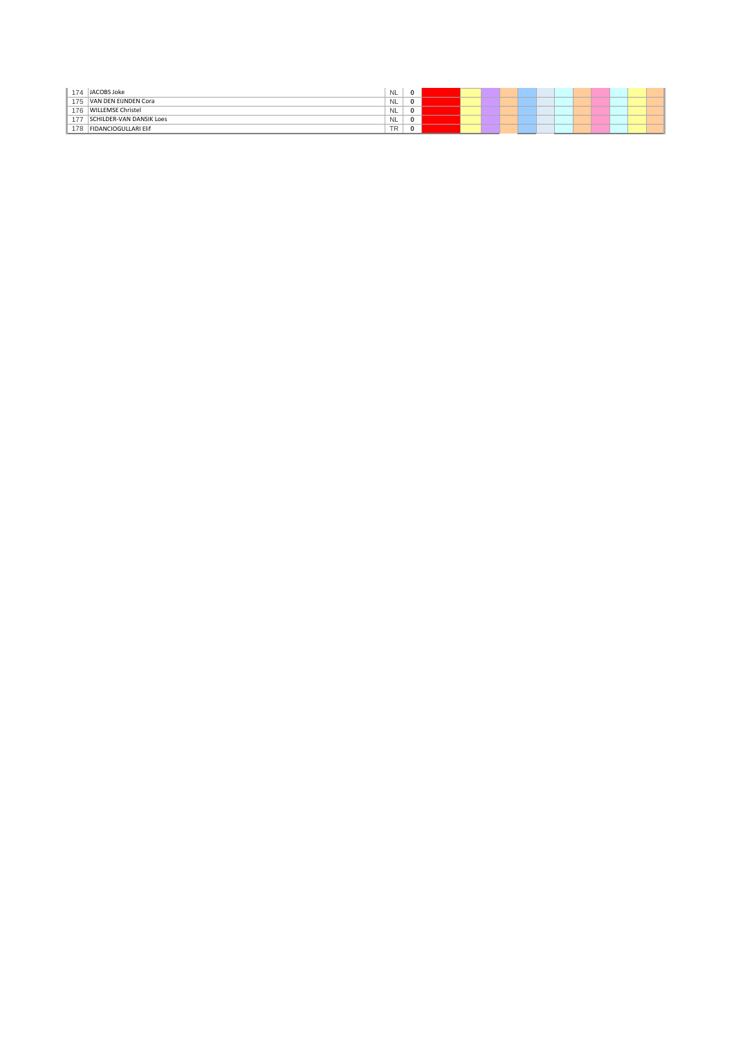| | | | | | | | | | | | | | | | |
|---|---|---|---|---|---|---|---|---|---|---|---|---|---|---|---|
| 174 | JACOBS Joke | NL | 0 | | | | | | | | | | | | |
| 175 | VAN DEN EIJNDEN Cora | NL | 0 | | | | | | | | | | | | |
| 176 | WILLEMSE Christel | NL | 0 | | | | | | | | | | | | |
| 177 | SCHILDER-VAN DANSIK Loes | NL | 0 | | | | | | | | | | | | |
| 178 | FIDANCIOGULLARI Elif | TR | 0 | | | | | | | | | | | | |